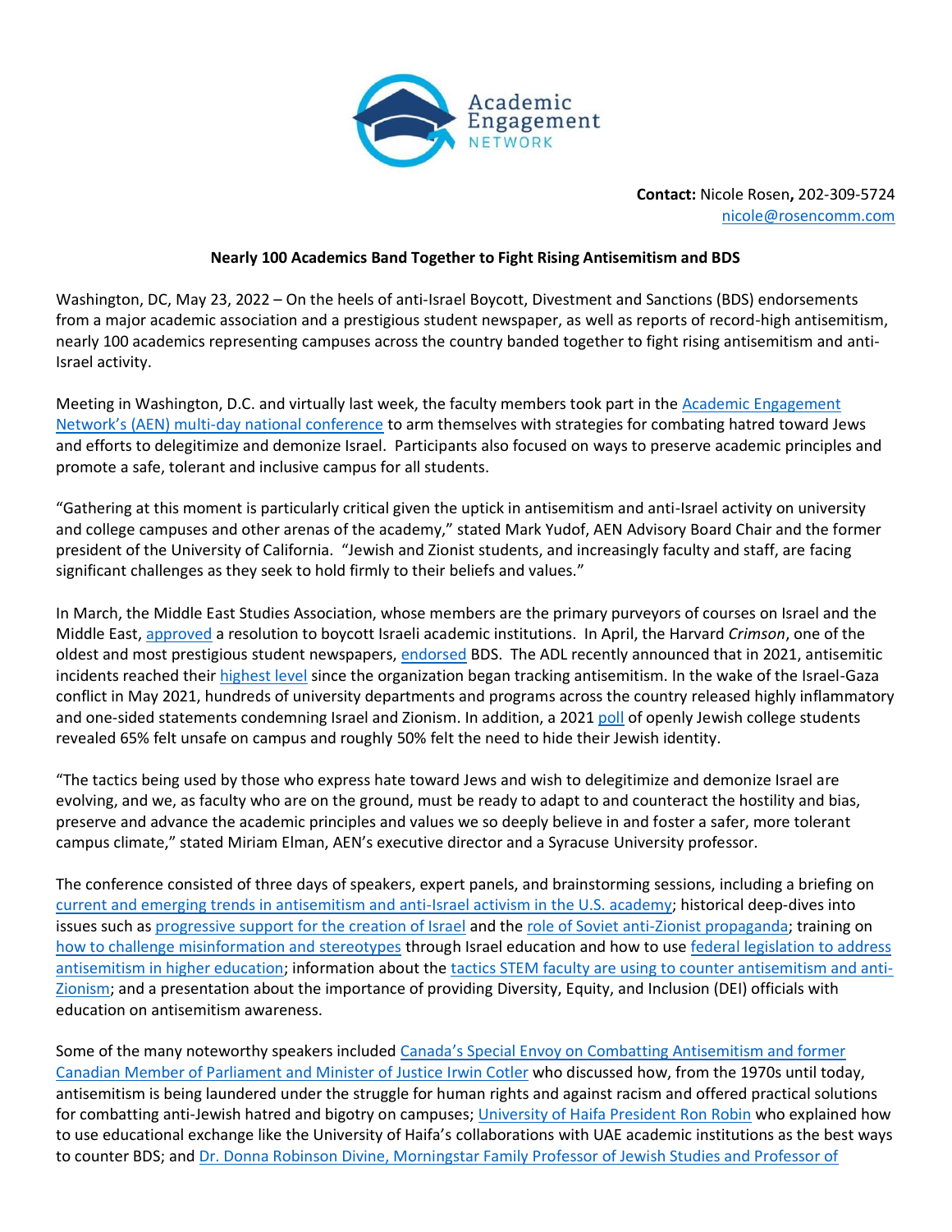Academic Engagement NETWORK

**Contact:** Nicole Rosen**,** 202-309-5724
nicole@rosencomm.com

**Nearly 100 Academics Band Together to Fight Rising Antisemitism and BDS**

Washington, DC, May 23, 2022 – On the heels of anti-Israel Boycott, Divestment and Sanctions (BDS) endorsements from a major academic association and a prestigious student newspaper, as well as reports of record-high antisemitism, nearly 100 academics representing campuses across the country banded together to fight rising antisemitism and anti-Israel activity.

Meeting in Washington, D.C. and virtually last week, the faculty members took part in the Academic Engagement Network's (AEN) multi-day national conference to arm themselves with strategies for combating hatred toward Jews and efforts to delegitimize and demonize Israel. Participants also focused on ways to preserve academic principles and promote a safe, tolerant and inclusive campus for all students.

"Gathering at this moment is particularly critical given the uptick in antisemitism and anti-Israel activity on university and college campuses and other arenas of the academy," stated Mark Yudof, AEN Advisory Board Chair and the former president of the University of California. "Jewish and Zionist students, and increasingly faculty and staff, are facing significant challenges as they seek to hold firmly to their beliefs and values."

In March, the Middle East Studies Association, whose members are the primary purveyors of courses on Israel and the Middle East, approved a resolution to boycott Israeli academic institutions. In April, the Harvard *Crimson*, one of the oldest and most prestigious student newspapers, endorsed BDS. The ADL recently announced that in 2021, antisemitic incidents reached their highest level since the organization began tracking antisemitism. In the wake of the Israel-Gaza conflict in May 2021, hundreds of university departments and programs across the country released highly inflammatory and one-sided statements condemning Israel and Zionism. In addition, a 2021 poll of openly Jewish college students revealed 65% felt unsafe on campus and roughly 50% felt the need to hide their Jewish identity.

"The tactics being used by those who express hate toward Jews and wish to delegitimize and demonize Israel are evolving, and we, as faculty who are on the ground, must be ready to adapt to and counteract the hostility and bias, preserve and advance the academic principles and values we so deeply believe in and foster a safer, more tolerant campus climate," stated Miriam Elman, AEN's executive director and a Syracuse University professor.

The conference consisted of three days of speakers, expert panels, and brainstorming sessions, including a briefing on current and emerging trends in antisemitism and anti-Israel activism in the U.S. academy; historical deep-dives into issues such as progressive support for the creation of Israel and the role of Soviet anti-Zionist propaganda; training on how to challenge misinformation and stereotypes through Israel education and how to use federal legislation to address antisemitism in higher education; information about the tactics STEM faculty are using to counter antisemitism and anti-Zionism; and a presentation about the importance of providing Diversity, Equity, and Inclusion (DEI) officials with education on antisemitism awareness.

Some of the many noteworthy speakers included Canada's Special Envoy on Combatting Antisemitism and former Canadian Member of Parliament and Minister of Justice Irwin Cotler who discussed how, from the 1970s until today, antisemitism is being laundered under the struggle for human rights and against racism and offered practical solutions for combatting anti-Jewish hatred and bigotry on campuses; University of Haifa President Ron Robin who explained how to use educational exchange like the University of Haifa's collaborations with UAE academic institutions as the best ways to counter BDS; and Dr. Donna Robinson Divine, Morningstar Family Professor of Jewish Studies and Professor of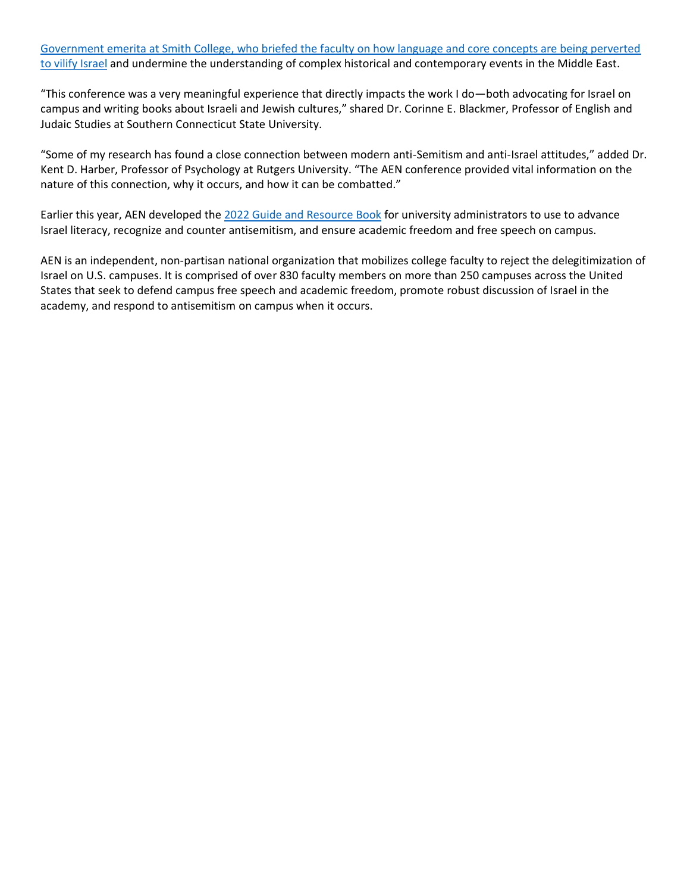[Government emerita at Smith College, who briefed the faculty on how language and core concepts are being perverted to vilify Israel] and undermine the understanding of complex historical and contemporary events in the Middle East.

"This conference was a very meaningful experience that directly impacts the work I do—both advocating for Israel on campus and writing books about Israeli and Jewish cultures," shared Dr. Corinne E. Blackmer, Professor of English and Judaic Studies at Southern Connecticut State University.

"Some of my research has found a close connection between modern anti-Semitism and anti-Israel attitudes," added Dr. Kent D. Harber, Professor of Psychology at Rutgers University. "The AEN conference provided vital information on the nature of this connection, why it occurs, and how it can be combatted."

Earlier this year, AEN developed the [2022 Guide and Resource Book] for university administrators to use to advance Israel literacy, recognize and counter antisemitism, and ensure academic freedom and free speech on campus.

AEN is an independent, non-partisan national organization that mobilizes college faculty to reject the delegitimization of Israel on U.S. campuses. It is comprised of over 830 faculty members on more than 250 campuses across the United States that seek to defend campus free speech and academic freedom, promote robust discussion of Israel in the academy, and respond to antisemitism on campus when it occurs.